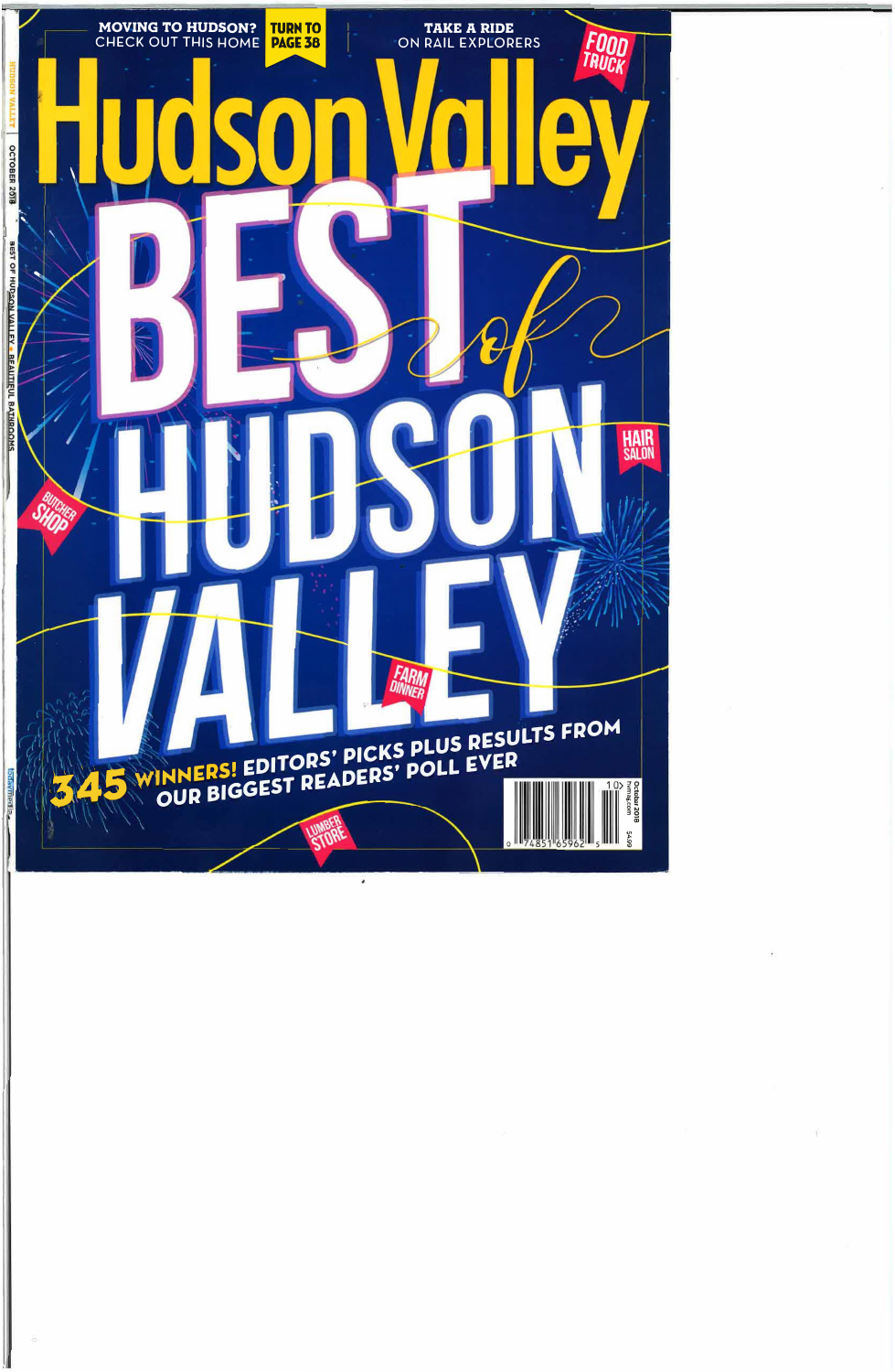MOVING TO HUDSON? CHECK OUT THIS HOME **TURN TO PAGE 38**

TAKE A RIDE ON RAIL EXPLORERS

FOOD TRUCK

# Hudson Valley

# BEST of HUDSON VALLEY

HAIR SALON

BUTCHER SHOP

FARM DINNER

**345 WINNERS! EDITORS' PICKS PLUS RESULTS FROM OUR BIGGEST READERS' POLL EVER**

LUMBER STORE

October 2018 hvmag.com $4.99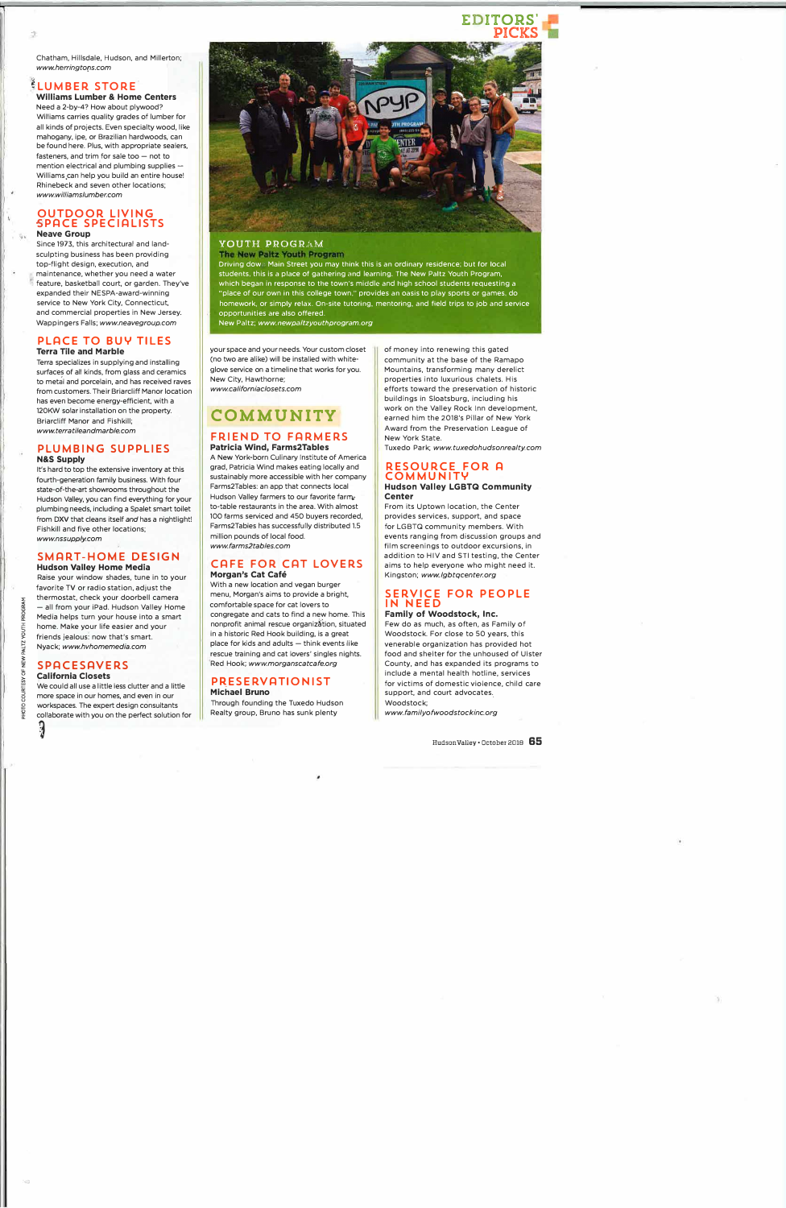Chatham, Hillsdale, Hudson, and Millerton; *www.herringtons.com*

## LUMBER STORE

**Williams Lumber & Home Centers**

Need a 2-by-4? How about plywood? Williams carries quality grades of lumber for all kinds of projects. Even specialty wood, like mahogany, ipe, or Brazilian hardwoods, can be found here. Plus, with appropriate sealers, fasteners, and trim for sale too — not to mention electrical and plumbing supplies — Williams can help you build an entire house! Rhinebeck and seven other locations; *www.williamslumber.com*

## OUTDOOR LIVING SPACE SPECIALISTS

**Neave Group**

Since 1973, this architectural and land-sculpting business has been providing top-flight design, execution, and maintenance, whether you need a water feature, basketball court, or garden. They've expanded their NESPA-award-winning service to New York City, Connecticut, and commercial properties in New Jersey. Wappingers Falls; *www.neavegroup.com*

## PLACE TO BUY TILES

**Terra Tile and Marble**

Terra specializes in supplying and installing surfaces of all kinds, from glass and ceramics to metal and porcelain, and has received raves from customers. Their Briarcliff Manor location has even become energy-efficient, with a 120KW solar installation on the property. Briarcliff Manor and Fishkill; *www.terratileandmarble.com*

## PLUMBING SUPPLIES

**N&S Supply**

It's hard to top the extensive inventory at this fourth-generation family business. With four state-of-the-art showrooms throughout the Hudson Valley, you can find everything for your plumbing needs, including a Spalet smart toilet from DXV that cleans itself and has a nightlight! Fishkill and five other locations; *www.nssupply.com*

## SMART-HOME DESIGN

**Hudson Valley Home Media**

Raise your window shades, tune in to your favorite TV or radio station, adjust the thermostat, check your doorbell camera — all from your iPad. Hudson Valley Home Media helps turn your house into a smart home. Make your life easier and your friends jealous: now that's smart. Nyack; *www.hvhomemedia.com*

## SPACESAVERS

**California Closets**

We could all use a little less clutter and a little more space in our homes, and even in our workspaces. The expert design consultants collaborate with you on the perfect solution for your space and your needs. Your custom closet (no two are alike) will be installed with white-glove service on a timeline that works for you. New City, Hawthorne; *www.californiaclosets.com*

## YOUTH PROGRAM

**The New Paltz Youth Program**

Driving down Main Street you may think this is an ordinary residence; but for local students, this is a place of gathering and learning. The New Paltz Youth Program, which began in response to the town's middle and high school students requesting a "place of our own in this college town," provides an oasis to play sports or games, do homework, or simply relax. On-site tutoring, mentoring, and field trips to job and service opportunities are also offered. New Paltz; *www.newpaltzyouthprogram.org*

PHOTO COURTESY OF NEW PALTZ YOUTH PROGRAM

# COMMUNITY

## FRIEND TO FARMERS

**Patricia Wind, Farms2Tables**

A New York-born Culinary Institute of America grad, Patricia Wind makes eating locally and sustainably more accessible with her company Farms2Tables: an app that connects local Hudson Valley farmers to our favorite farm-to-table restaurants in the area. With almost 100 farms serviced and 450 buyers recorded, Farms2Tables has successfully distributed 1.5 million pounds of local food. *www.farms2tables.com*

## CAFE FOR CAT LOVERS

**Morgan's Cat Café**

With a new location and vegan burger menu, Morgan's aims to provide a bright, comfortable space for cat lovers to congregate and cats to find a new home. This nonprofit animal rescue organization, situated in a historic Red Hook building, is a great place for kids and adults — think events like rescue training and cat lovers' singles nights. Red Hook; *www.morganscatcafe.org*

## PRESERVATIONIST

**Michael Bruno**

Through founding the Tuxedo Hudson Realty group, Bruno has sunk plenty of money into renewing this gated community at the base of the Ramapo Mountains, transforming many derelict properties into luxurious chalets. His efforts toward the preservation of historic buildings in Sloatsburg, including his work on the Valley Rock Inn development, earned him the 2018's Pillar of New York Award from the Preservation League of New York State. Tuxedo Park; *www.tuxedohudsonrealty.com*

## RESOURCE FOR A COMMUNITY

**Hudson Valley LGBTQ Community Center**

From its Uptown location, the Center provides services, support, and space for LGBTQ community members. With events ranging from discussion groups and film screenings to outdoor excursions, in addition to HIV and STI testing, the Center aims to help everyone who might need it. Kingston; *www.lgbtqcenter.org*

## SERVICE FOR PEOPLE IN NEED

**Family of Woodstock, Inc.**

Few do as much, as often, as Family of Woodstock. For close to 50 years, this venerable organization has provided hot food and shelter for the unhoused of Ulster County, and has expanded its programs to include a mental health hotline, services for victims of domestic violence, child care support, and court advocates. Woodstock; *www.familyofwoodstockinc.org*